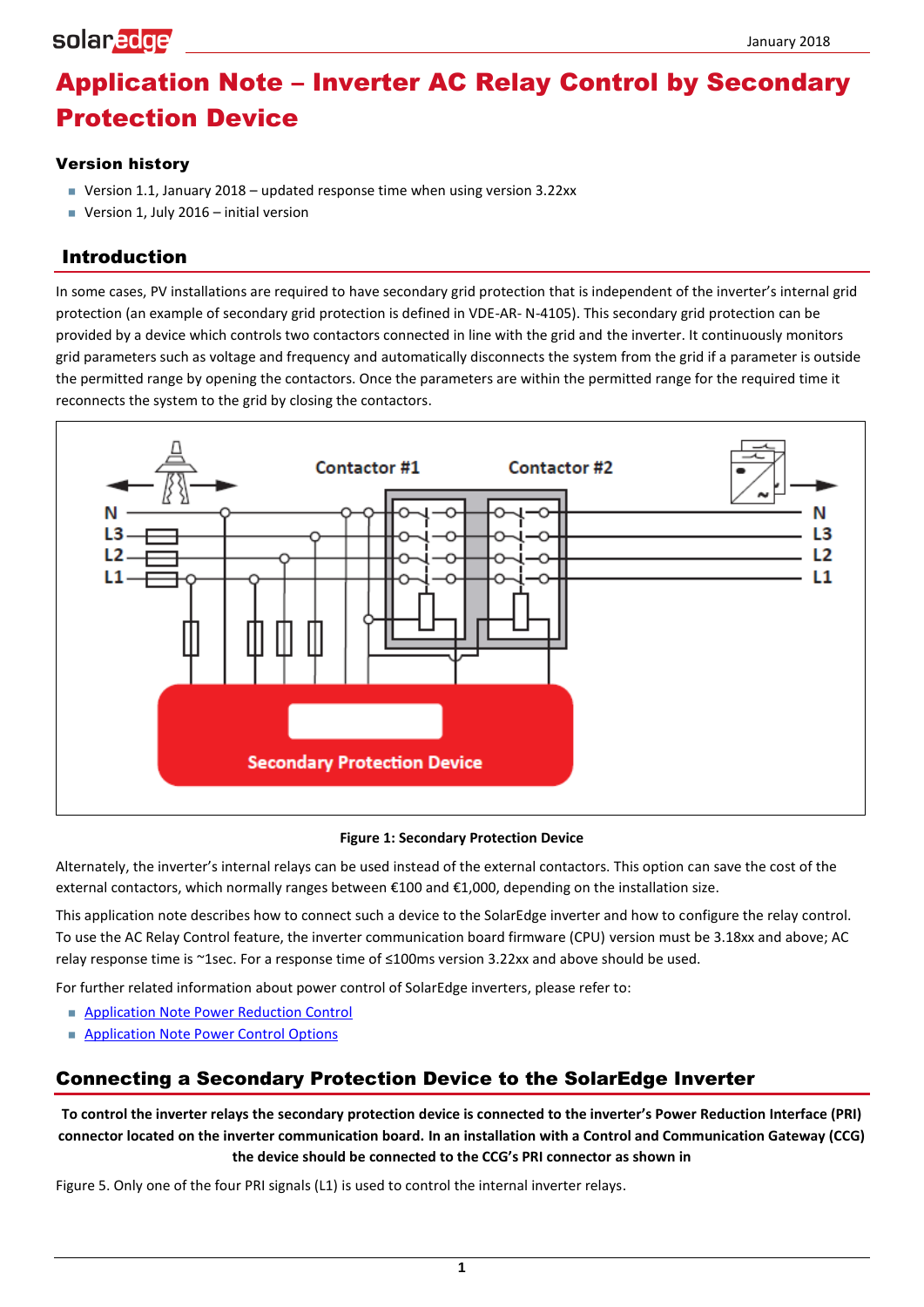# Application Note – Inverter AC Relay Control by Secondary Protection Device

### Version history

- Version 1.1, January 2018 – updated response time when using version 3.22xx
- Version 1, July 2016 – initial version

## Introduction

In some cases, PV installations are required to have secondary grid protection that is independent of the inverter's internal grid protection (an example of secondary grid protection is defined in VDE-AR- N-4105). This secondary grid protection can be provided by a device which controls two contactors connected in line with the grid and the inverter. It continuously monitors grid parameters such as voltage and frequency and automatically disconnects the system from the grid if a parameter is outside the permitted range by opening the contactors. Once the parameters are within the permitted range for the required time it reconnects the system to the grid by closing the contactors.

**Figure 1: Secondary Protection Device**

Alternately, the inverter's internal relays can be used instead of the external contactors. This option can save the cost of the external contactors, which normally ranges between €100 and €1,000, depending on the installation size.

This application note describes how to connect such a device to the SolarEdge inverter and how to configure the relay control. To use the AC Relay Control feature, the inverter communication board firmware (CPU) version must be 3.18xx and above; AC relay response time is ~1sec. For a response time of ≤100ms version 3.22xx and above should be used.

For further related information about power control of SolarEdge inverters, please refer to:

- Application Note Power Reduction Control
- Application Note Power Control Options

## Connecting a Secondary Protection Device to the SolarEdge Inverter

**To control the inverter relays the secondary protection device is connected to the inverter's Power Reduction Interface (PRI) connector located on the inverter communication board. In an installation with a Control and Communication Gateway (CCG) the device should be connected to the CCG's PRI connector as shown in**

Figure 5. Only one of the four PRI signals (L1) is used to control the internal inverter relays.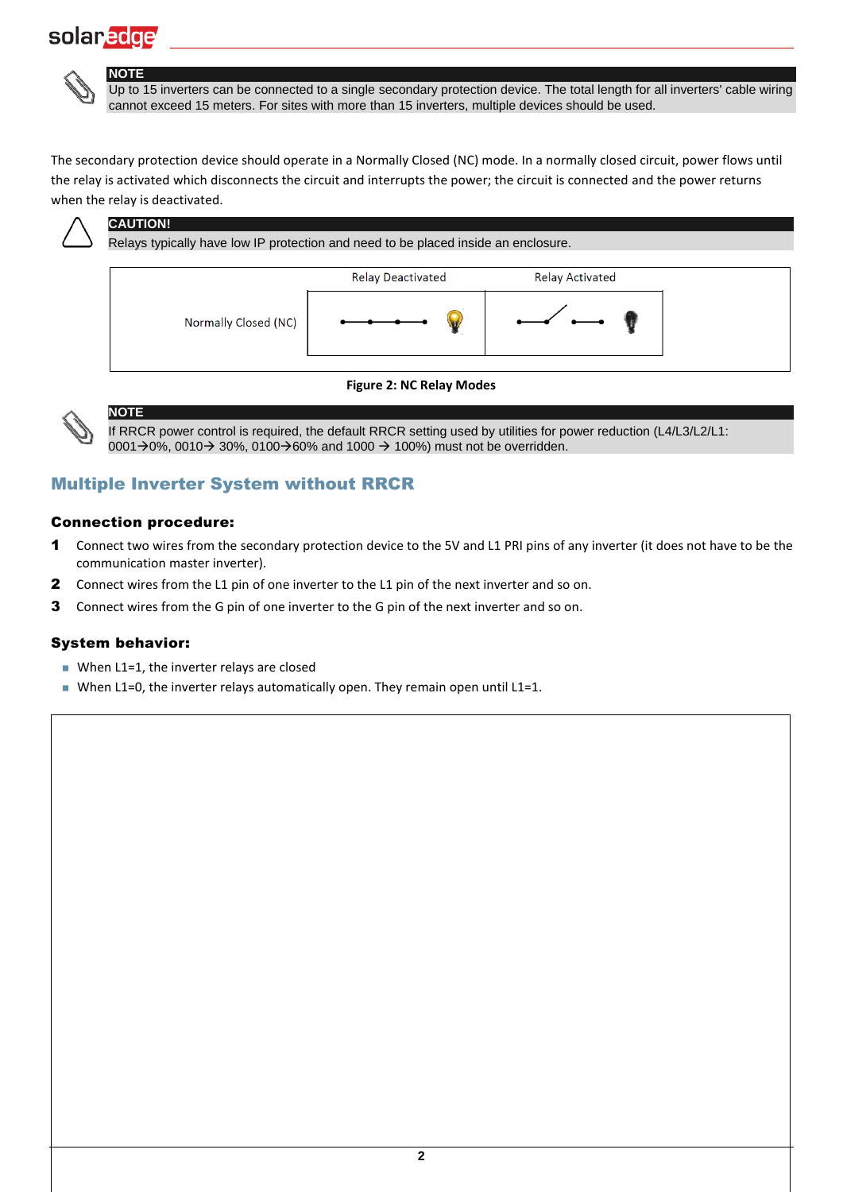> **NOTE**
> Up to 15 inverters can be connected to a single secondary protection device. The total length for all inverters' cable wiring cannot exceed 15 meters. For sites with more than 15 inverters, multiple devices should be used.

The secondary protection device should operate in a Normally Closed (NC) mode. In a normally closed circuit, power flows until the relay is activated which disconnects the circuit and interrupts the power; the circuit is connected and the power returns when the relay is deactivated.

> **CAUTION!**
> Relays typically have low IP protection and need to be placed inside an enclosure.

| | Relay Deactivated | Relay Activated |
|---|---|---|
| Normally Closed (NC) | | |

**Figure 2: NC Relay Modes**

> **NOTE**
> If RRCR power control is required, the default RRCR setting used by utilities for power reduction (L4/L3/L2/L1: 0001→0%, 0010→ 30%, 0100→60% and 1000 → 100%) must not be overridden.

## Multiple Inverter System without RRCR

### Connection procedure:

1. Connect two wires from the secondary protection device to the 5V and L1 PRI pins of any inverter (it does not have to be the communication master inverter).
2. Connect wires from the L1 pin of one inverter to the L1 pin of the next inverter and so on.
3. Connect wires from the G pin of one inverter to the G pin of the next inverter and so on.

### System behavior:

- When L1=1, the inverter relays are closed
- When L1=0, the inverter relays automatically open. They remain open until L1=1.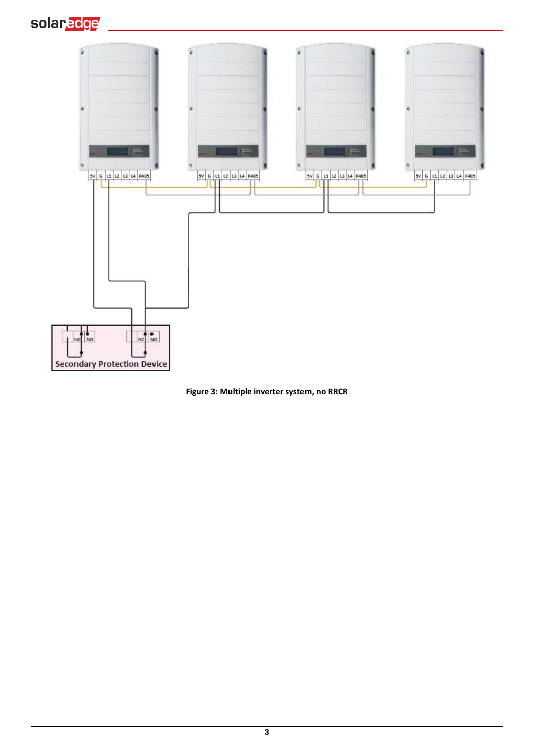Figure 3: Multiple inverter system, no RRCR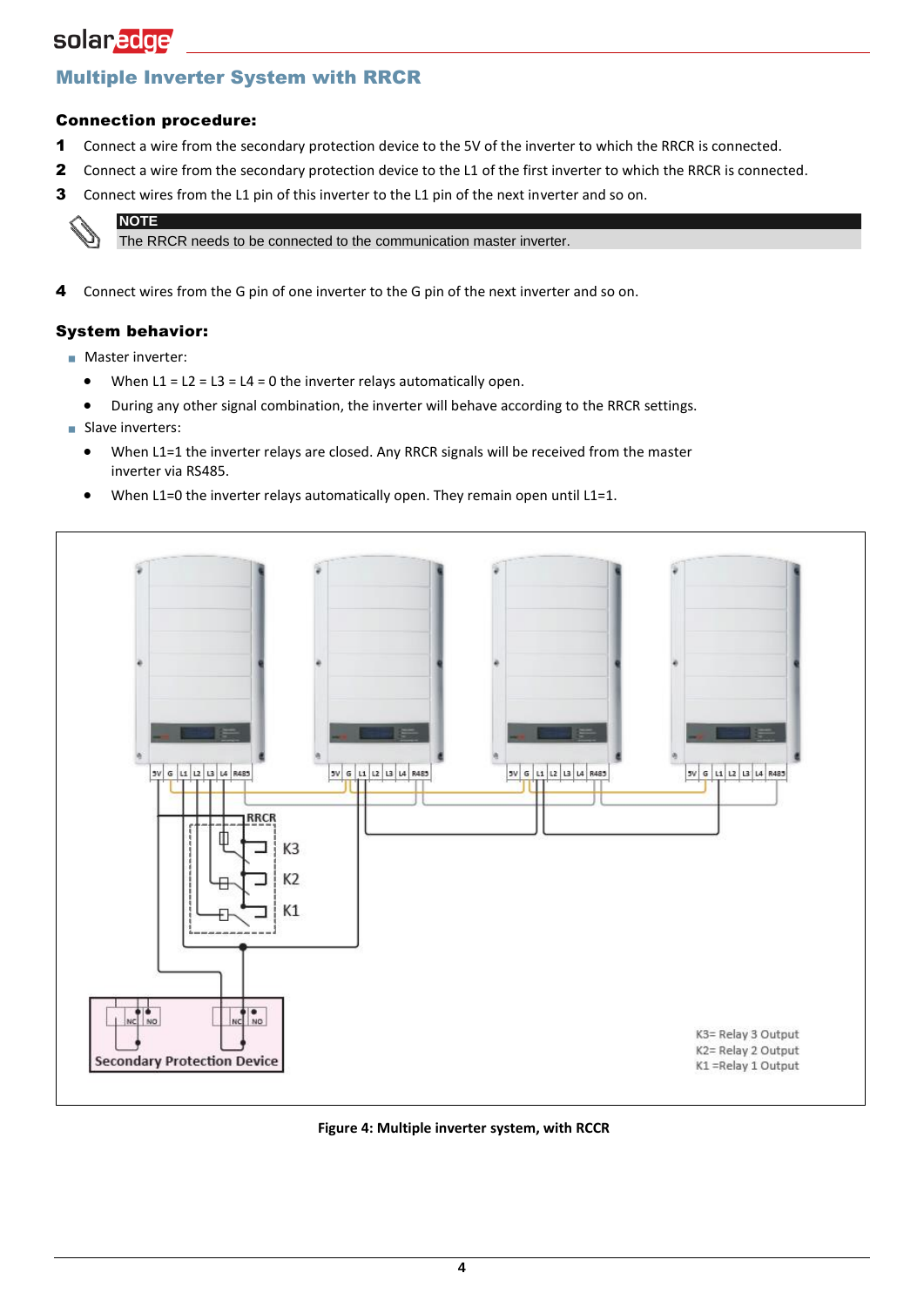## Multiple Inverter System with RRCR

### Connection procedure:

1 Connect a wire from the secondary protection device to the 5V of the inverter to which the RRCR is connected.

2 Connect a wire from the secondary protection device to the L1 of the first inverter to which the RRCR is connected.

3 Connect wires from the L1 pin of this inverter to the L1 pin of the next inverter and so on.

> **NOTE**
> The RRCR needs to be connected to the communication master inverter.

4 Connect wires from the G pin of one inverter to the G pin of the next inverter and so on.

### System behavior:

- Master inverter:
  - When L1 = L2 = L3 = L4 = 0 the inverter relays automatically open.
  - During any other signal combination, the inverter will behave according to the RRCR settings.
- Slave inverters:
  - When L1=1 the inverter relays are closed. Any RRCR signals will be received from the master inverter via RS485.
  - When L1=0 the inverter relays automatically open. They remain open until L1=1.

Figure 4: Multiple inverter system, with RCCR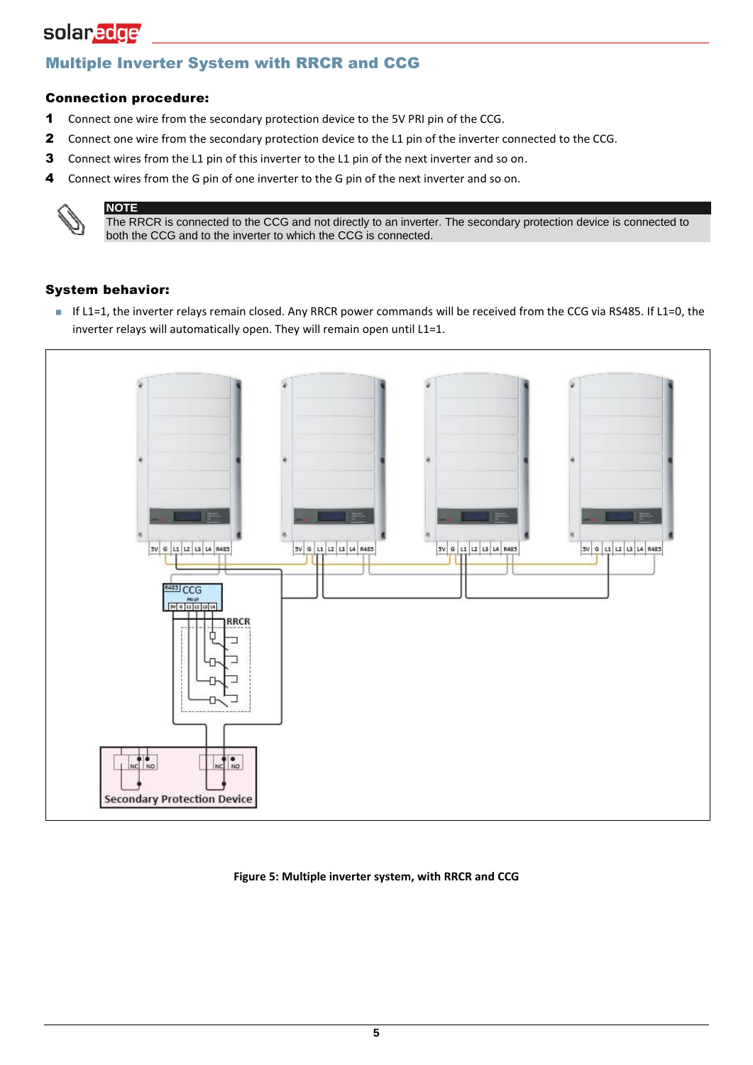## Multiple Inverter System with RRCR and CCG

### Connection procedure:

1. Connect one wire from the secondary protection device to the 5V PRI pin of the CCG.
2. Connect one wire from the secondary protection device to the L1 pin of the inverter connected to the CCG.
3. Connect wires from the L1 pin of this inverter to the L1 pin of the next inverter and so on.
4. Connect wires from the G pin of one inverter to the G pin of the next inverter and so on.

**NOTE**
The RRCR is connected to the CCG and not directly to an inverter. The secondary protection device is connected to both the CCG and to the inverter to which the CCG is connected.

### System behavior:

- If L1=1, the inverter relays remain closed. Any RRCR power commands will be received from the CCG via RS485. If L1=0, the inverter relays will automatically open. They will remain open until L1=1.

**Figure 5: Multiple inverter system, with RRCR and CCG**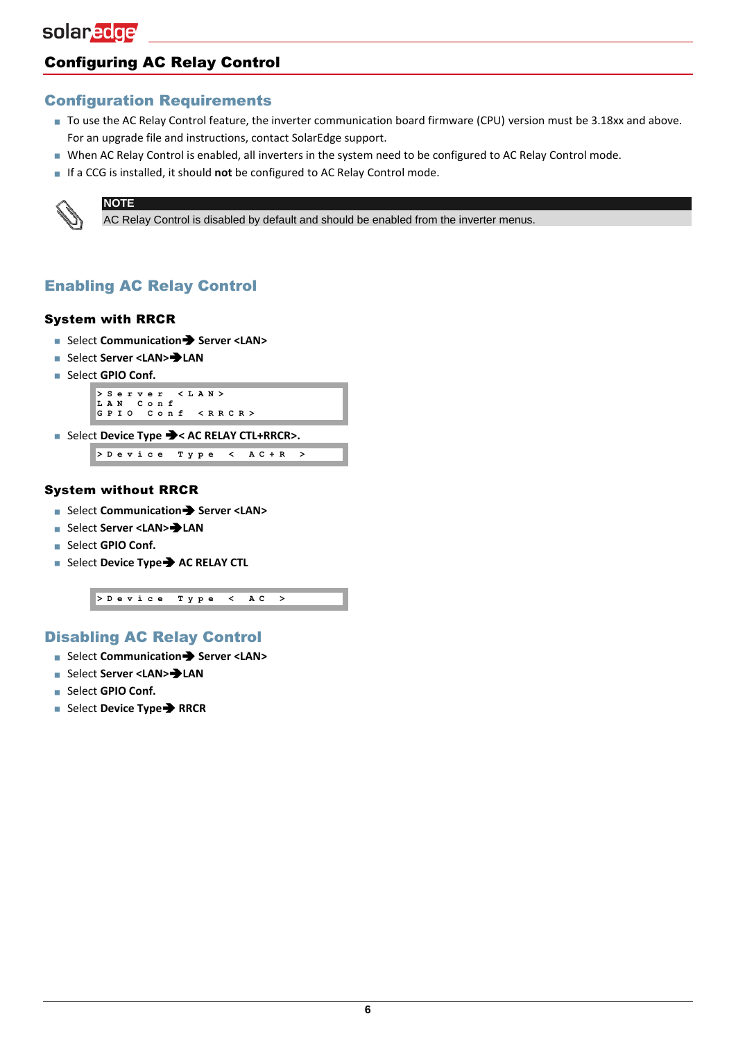## Configuring AC Relay Control

### Configuration Requirements

- To use the AC Relay Control feature, the inverter communication board firmware (CPU) version must be 3.18xx and above. For an upgrade file and instructions, contact SolarEdge support.
- When AC Relay Control is enabled, all inverters in the system need to be configured to AC Relay Control mode.
- If a CCG is installed, it should **not** be configured to AC Relay Control mode.

> **NOTE**
> AC Relay Control is disabled by default and should be enabled from the inverter menus.

### Enabling AC Relay Control

#### System with RRCR

- Select **Communication➔ Server <LAN>**
- Select **Server <LAN>➔LAN**
- Select **GPIO Conf.**

```
>Server <LAN>
LAN Conf
GPIO Conf <RRCR>
```

- Select **Device Type ➔< AC RELAY CTL+RRCR>.**

```
>Device Type < AC+R >
```

#### System without RRCR

- Select **Communication➔ Server <LAN>**
- Select **Server <LAN>➔LAN**
- Select **GPIO Conf.**
- Select **Device Type➔ AC RELAY CTL**

```
>Device Type < AC >
```

### Disabling AC Relay Control

- Select **Communication➔ Server <LAN>**
- Select **Server <LAN>➔LAN**
- Select **GPIO Conf.**
- Select **Device Type➔ RRCR**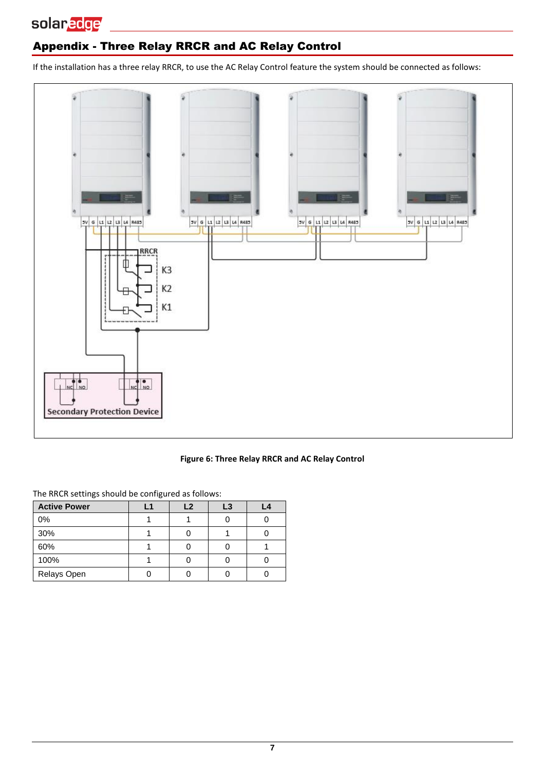## Appendix - Three Relay RRCR and AC Relay Control

If the installation has a three relay RRCR, to use the AC Relay Control feature the system should be connected as follows:

5V G L1 L2 L3 L4 R485

5V G L1 L2 L3 L4 R485

5V G L1 L2 L3 L4 R485

5V G L1 L2 L3 L4 R485

RRCR

K3

K2

K1

NC NO

NC NO

Secondary Protection Device

**Figure 6: Three Relay RRCR and AC Relay Control**

The RRCR settings should be configured as follows:

| Active Power | L1 | L2 | L3 | L4 |
|---|---|---|---|---|
| 0% | 1 | 1 | 0 | 0 |
| 30% | 1 | 0 | 1 | 0 |
| 60% | 1 | 0 | 0 | 1 |
| 100% | 1 | 0 | 0 | 0 |
| Relays Open | 0 | 0 | 0 | 0 |